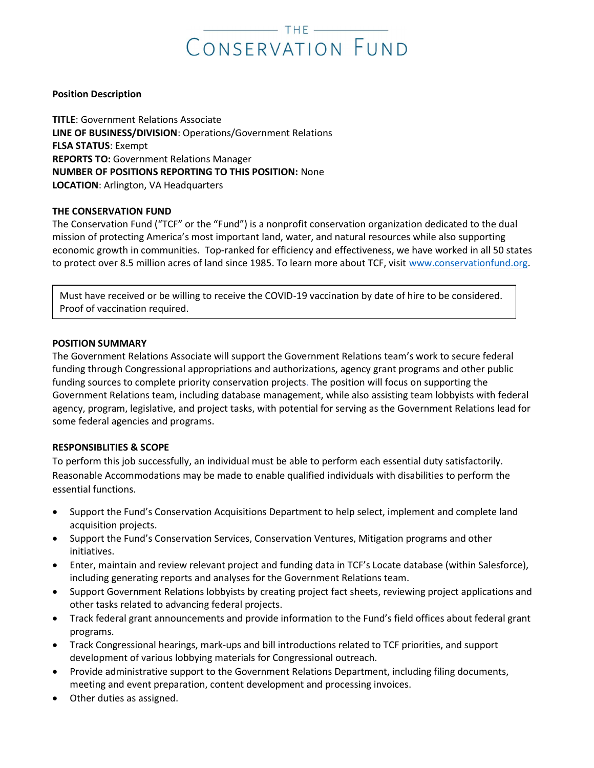# THE CONSERVATION FUND

**Position Description**

**TITLE**: Government Relations Associate
**LINE OF BUSINESS/DIVISION**: Operations/Government Relations
**FLSA STATUS**: Exempt
**REPORTS TO:** Government Relations Manager
**NUMBER OF POSITIONS REPORTING TO THIS POSITION:** None
**LOCATION**: Arlington, VA Headquarters

**THE CONSERVATION FUND**

The Conservation Fund ("TCF" or the "Fund") is a nonprofit conservation organization dedicated to the dual mission of protecting America's most important land, water, and natural resources while also supporting economic growth in communities. Top-ranked for efficiency and effectiveness, we have worked in all 50 states to protect over 8.5 million acres of land since 1985. To learn more about TCF, visit www.conservationfund.org.

Must have received or be willing to receive the COVID-19 vaccination by date of hire to be considered. Proof of vaccination required.

**POSITION SUMMARY**

The Government Relations Associate will support the Government Relations team's work to secure federal funding through Congressional appropriations and authorizations, agency grant programs and other public funding sources to complete priority conservation projects. The position will focus on supporting the Government Relations team, including database management, while also assisting team lobbyists with federal agency, program, legislative, and project tasks, with potential for serving as the Government Relations lead for some federal agencies and programs.

**RESPONSIBLITIES & SCOPE**

To perform this job successfully, an individual must be able to perform each essential duty satisfactorily. Reasonable Accommodations may be made to enable qualified individuals with disabilities to perform the essential functions.

- Support the Fund's Conservation Acquisitions Department to help select, implement and complete land acquisition projects.
- Support the Fund's Conservation Services, Conservation Ventures, Mitigation programs and other initiatives.
- Enter, maintain and review relevant project and funding data in TCF's Locate database (within Salesforce), including generating reports and analyses for the Government Relations team.
- Support Government Relations lobbyists by creating project fact sheets, reviewing project applications and other tasks related to advancing federal projects.
- Track federal grant announcements and provide information to the Fund's field offices about federal grant programs.
- Track Congressional hearings, mark-ups and bill introductions related to TCF priorities, and support development of various lobbying materials for Congressional outreach.
- Provide administrative support to the Government Relations Department, including filing documents, meeting and event preparation, content development and processing invoices.
- Other duties as assigned.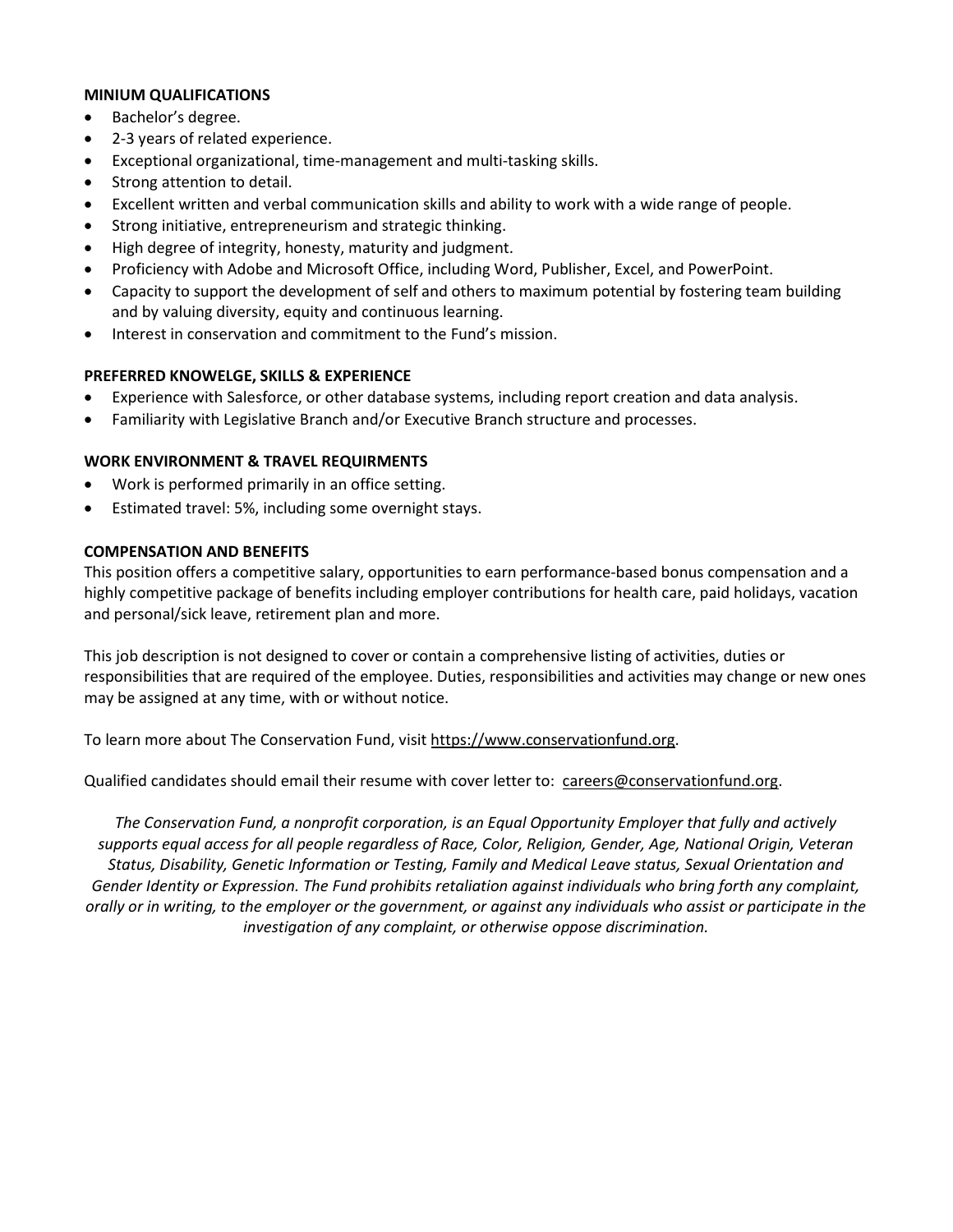**MINIUM QUALIFICATIONS**

- Bachelor's degree.
- 2-3 years of related experience.
- Exceptional organizational, time-management and multi-tasking skills.
- Strong attention to detail.
- Excellent written and verbal communication skills and ability to work with a wide range of people.
- Strong initiative, entrepreneurism and strategic thinking.
- High degree of integrity, honesty, maturity and judgment.
- Proficiency with Adobe and Microsoft Office, including Word, Publisher, Excel, and PowerPoint.
- Capacity to support the development of self and others to maximum potential by fostering team building and by valuing diversity, equity and continuous learning.
- Interest in conservation and commitment to the Fund's mission.

**PREFERRED KNOWELGE, SKILLS & EXPERIENCE**

- Experience with Salesforce, or other database systems, including report creation and data analysis.
- Familiarity with Legislative Branch and/or Executive Branch structure and processes.

**WORK ENVIRONMENT & TRAVEL REQUIRMENTS**

- Work is performed primarily in an office setting.
- Estimated travel: 5%, including some overnight stays.

**COMPENSATION AND BENEFITS**

This position offers a competitive salary, opportunities to earn performance-based bonus compensation and a highly competitive package of benefits including employer contributions for health care, paid holidays, vacation and personal/sick leave, retirement plan and more.

This job description is not designed to cover or contain a comprehensive listing of activities, duties or responsibilities that are required of the employee. Duties, responsibilities and activities may change or new ones may be assigned at any time, with or without notice.

To learn more about The Conservation Fund, visit https://www.conservationfund.org.

Qualified candidates should email their resume with cover letter to: careers@conservationfund.org.

*The Conservation Fund, a nonprofit corporation, is an Equal Opportunity Employer that fully and actively supports equal access for all people regardless of Race, Color, Religion, Gender, Age, National Origin, Veteran Status, Disability, Genetic Information or Testing, Family and Medical Leave status, Sexual Orientation and Gender Identity or Expression. The Fund prohibits retaliation against individuals who bring forth any complaint, orally or in writing, to the employer or the government, or against any individuals who assist or participate in the investigation of any complaint, or otherwise oppose discrimination.*